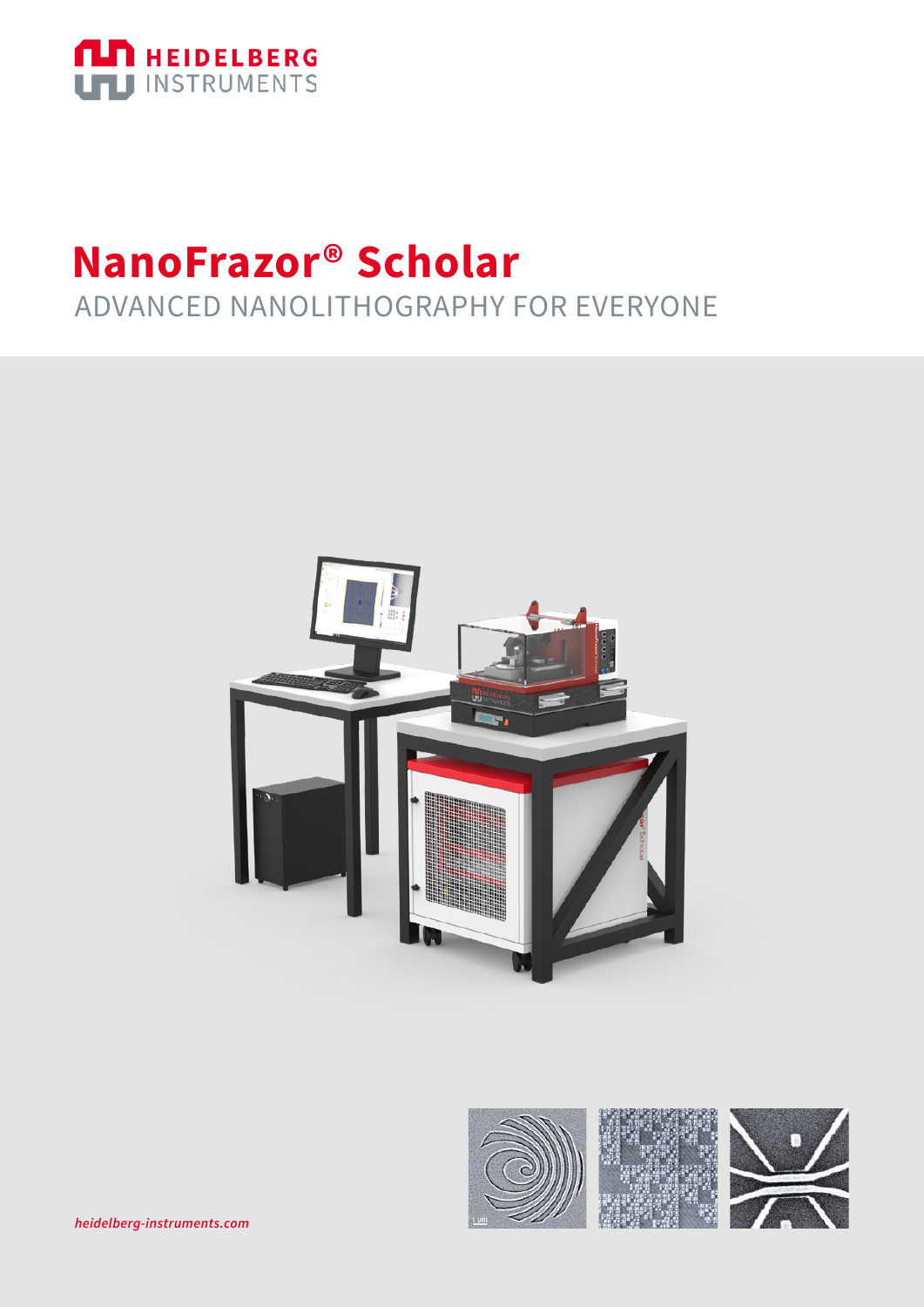HEIDELBERG INSTRUMENTS

# NanoFrazor® Scholar

## ADVANCED NANOLITHOGRAPHY FOR EVERYONE

*heidelberg-instruments.com*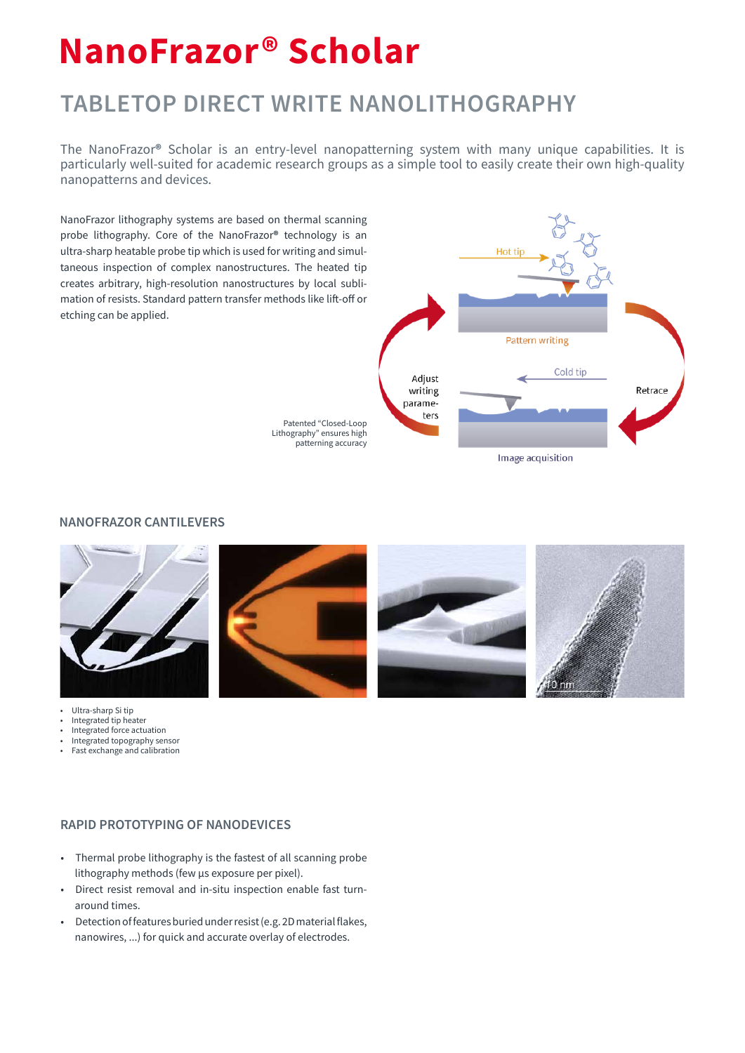# NanoFrazor® Scholar

## TABLETOP DIRECT WRITE NANOLITHOGRAPHY

The NanoFrazor® Scholar is an entry-level nanopatterning system with many unique capabilities. It is particularly well-suited for academic research groups as a simple tool to easily create their own high-quality nanopatterns and devices.

NanoFrazor lithography systems are based on thermal scanning probe lithography. Core of the NanoFrazor® technology is an ultra-sharp heatable probe tip which is used for writing and simultaneous inspection of complex nanostructures. The heated tip creates arbitrary, high-resolution nanostructures by local sublimation of resists. Standard pattern transfer methods like lift-off or etching can be applied.

Patented "Closed-Loop Lithography" ensures high patterning accuracy

### NANOFRAZOR CANTILEVERS

- Ultra-sharp Si tip
- Integrated tip heater
- Integrated force actuation
- Integrated topography sensor
- Fast exchange and calibration

### RAPID PROTOTYPING OF NANODEVICES

- Thermal probe lithography is the fastest of all scanning probe lithography methods (few µs exposure per pixel).
- Direct resist removal and in-situ inspection enable fast turn-around times.
- Detection of features buried under resist (e.g. 2D material flakes, nanowires, ...) for quick and accurate overlay of electrodes.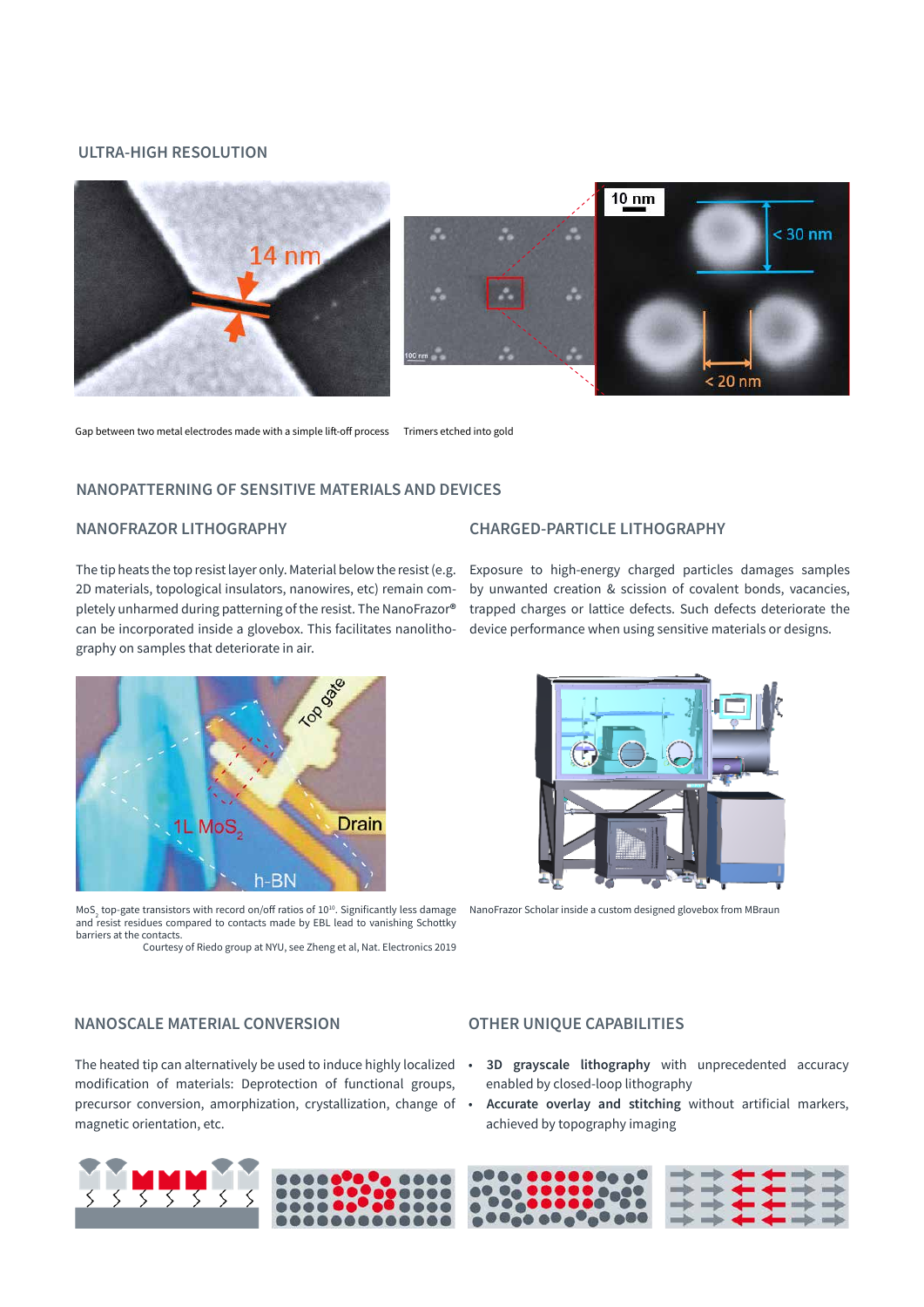## ULTRA-HIGH RESOLUTION

Gap between two metal electrodes made with a simple lift-off process

Trimers etched into gold

## NANOPATTERNING OF SENSITIVE MATERIALS AND DEVICES

### NANOFRAZOR LITHOGRAPHY

The tip heats the top resist layer only. Material below the resist (e.g. 2D materials, topological insulators, nanowires, etc) remain completely unharmed during patterning of the resist. The NanoFrazor® can be incorporated inside a glovebox. This facilitates nanolithography on samples that deteriorate in air.

$MoS_2$ top-gate transistors with record on/off ratios of $10^{10}$. Significantly less damage and resist residues compared to contacts made by EBL lead to vanishing Schottky barriers at the contacts.
Courtesy of Riedo group at NYU, see Zheng et al, Nat. Electronics 2019

### CHARGED-PARTICLE LITHOGRAPHY

Exposure to high-energy charged particles damages samples by unwanted creation & scission of covalent bonds, vacancies, trapped charges or lattice defects. Such defects deteriorate the device performance when using sensitive materials or designs.

NanoFrazor Scholar inside a custom designed glovebox from MBraun

## NANOSCALE MATERIAL CONVERSION

The heated tip can alternatively be used to induce highly localized modification of materials: Deprotection of functional groups, precursor conversion, amorphization, crystallization, change of magnetic orientation, etc.

## OTHER UNIQUE CAPABILITIES

- **3D grayscale lithography** with unprecedented accuracy enabled by closed-loop lithography
- **Accurate overlay and stitching** without artificial markers, achieved by topography imaging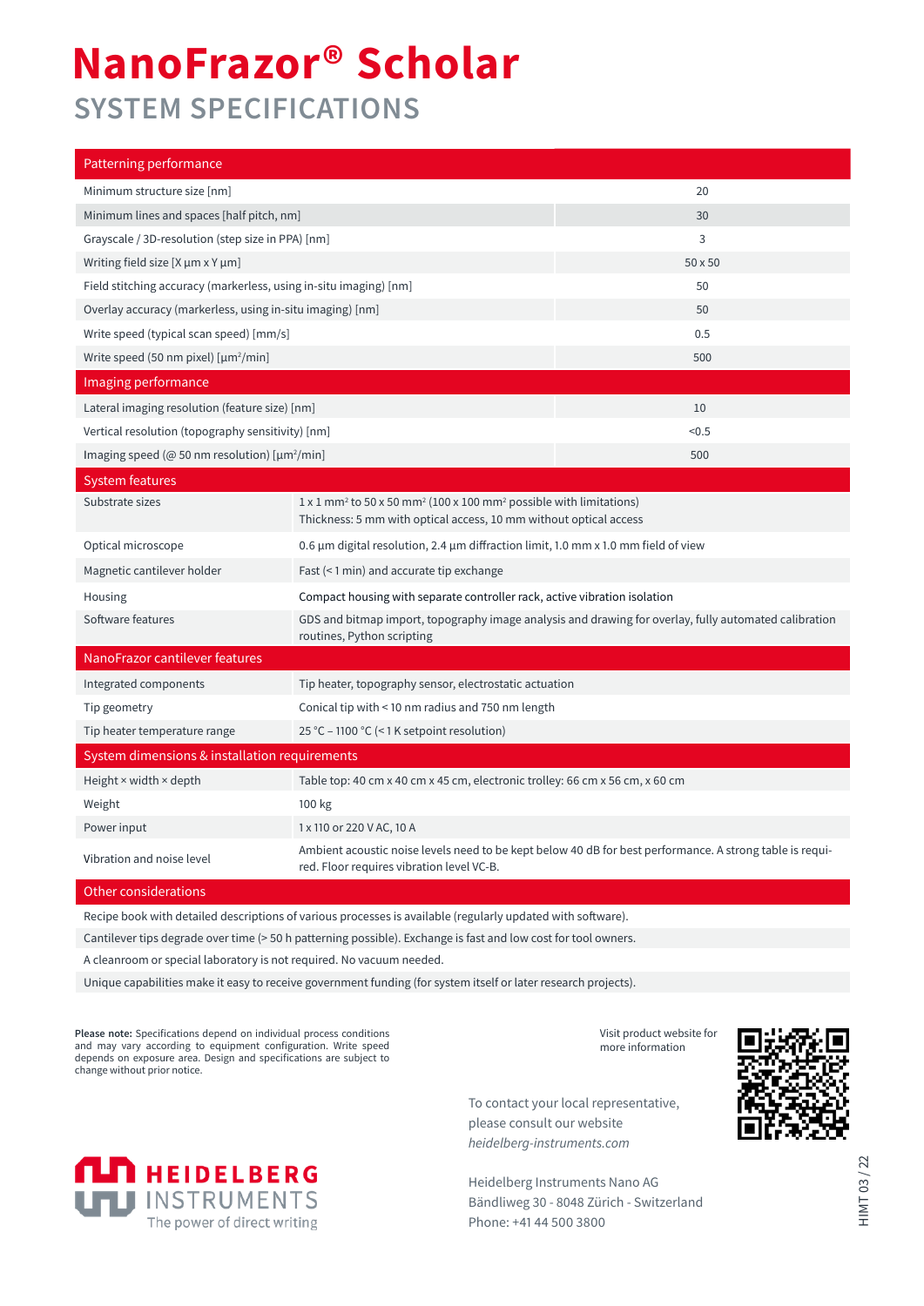# NanoFrazor® Scholar

## SYSTEM SPECIFICATIONS

| Patterning performance | |
|---|---|
| Minimum structure size [nm] | 20 |
| Minimum lines and spaces [half pitch, nm] | 30 |
| Grayscale / 3D-resolution (step size in PPA) [nm] | 3 |
| Writing field size [X µm x Y µm] | 50 x 50 |
| Field stitching accuracy (markerless, using in-situ imaging) [nm] | 50 |
| Overlay accuracy (markerless, using in-situ imaging) [nm] | 50 |
| Write speed (typical scan speed) [mm/s] | 0.5 |
| Write speed (50 nm pixel) [µm²/min] | 500 |
| **Imaging performance** | |
| Lateral imaging resolution (feature size) [nm] | 10 |
| Vertical resolution (topography sensitivity) [nm] | <0.5 |
| Imaging speed (@ 50 nm resolution) [µm²/min] | 500 |
| **System features** | |
| Substrate sizes | 1 x 1 mm² to 50 x 50 mm² (100 x 100 mm² possible with limitations) Thickness: 5 mm with optical access, 10 mm without optical access |
| Optical microscope | 0.6 µm digital resolution, 2.4 µm diffraction limit, 1.0 mm x 1.0 mm field of view |
| Magnetic cantilever holder | Fast (< 1 min) and accurate tip exchange |
| Housing | Compact housing with separate controller rack, active vibration isolation |
| Software features | GDS and bitmap import, topography image analysis and drawing for overlay, fully automated calibration routines, Python scripting |
| **NanoFrazor cantilever features** | |
| Integrated components | Tip heater, topography sensor, electrostatic actuation |
| Tip geometry | Conical tip with < 10 nm radius and 750 nm length |
| Tip heater temperature range | 25 °C – 1100 °C (< 1 K setpoint resolution) |
| **System dimensions & installation requirements** | |
| Height × width × depth | Table top: 40 cm x 40 cm x 45 cm, electronic trolley: 66 cm x 56 cm, x 60 cm |
| Weight | 100 kg |
| Power input | 1 x 110 or 220 V AC, 10 A |
| Vibration and noise level | Ambient acoustic noise levels need to be kept below 40 dB for best performance. A strong table is required. Floor requires vibration level VC-B. |

**Other considerations**

Recipe book with detailed descriptions of various processes is available (regularly updated with software).

Cantilever tips degrade over time (> 50 h patterning possible). Exchange is fast and low cost for tool owners.

A cleanroom or special laboratory is not required. No vacuum needed.

Unique capabilities make it easy to receive government funding (for system itself or later research projects).

**Please note:** Specifications depend on individual process conditions and may vary according to equipment configuration. Write speed depends on exposure area. Design and specifications are subject to change without prior notice.

Visit product website for more information

To contact your local representative, please consult our website *heidelberg-instruments.com*

HEIDELBERG INSTRUMENTS
The power of direct writing

Heidelberg Instruments Nano AG
Bändliweg 30 - 8048 Zürich - Switzerland
Phone: +41 44 500 3800

HIMT 03 / 22